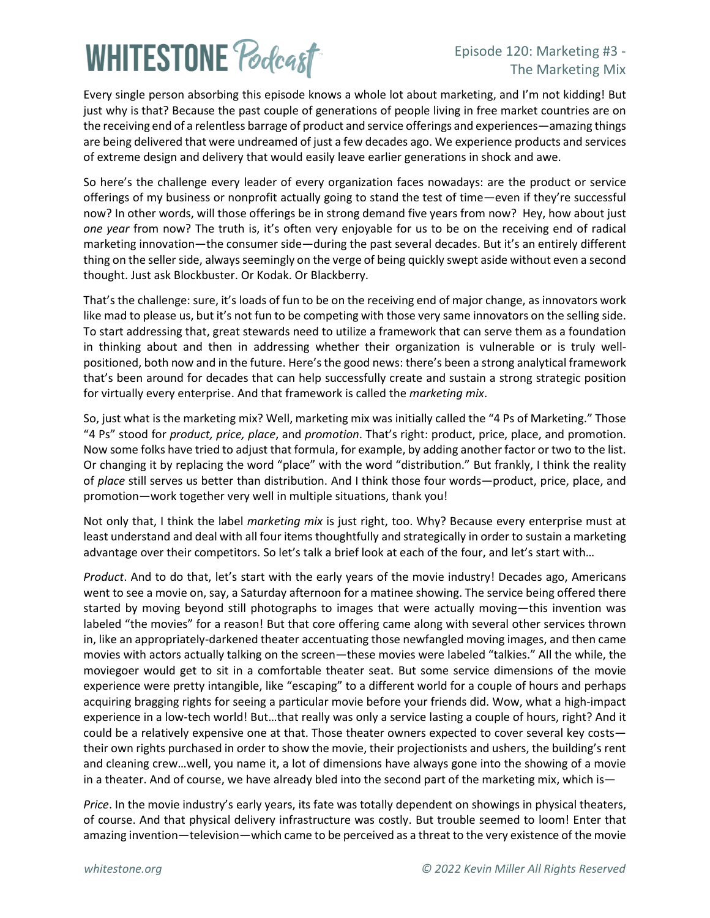# Episode 120: Marketing #3 - The Marketing Mix

Every single person absorbing this episode knows a whole lot about marketing, and I'm not kidding! But just why is that? Because the past couple of generations of people living in free market countries are on the receiving end of a relentless barrage of product and service offerings and experiences—amazing things are being delivered that were undreamed of just a few decades ago. We experience products and services of extreme design and delivery that would easily leave earlier generations in shock and awe.

So here's the challenge every leader of every organization faces nowadays: are the product or service offerings of my business or nonprofit actually going to stand the test of time—even if they're successful now? In other words, will those offerings be in strong demand five years from now? Hey, how about just *one year* from now? The truth is, it's often very enjoyable for us to be on the receiving end of radical marketing innovation—the consumer side—during the past several decades. But it's an entirely different thing on the seller side, always seemingly on the verge of being quickly swept aside without even a second thought. Just ask Blockbuster. Or Kodak. Or Blackberry.

That's the challenge: sure, it's loads of fun to be on the receiving end of major change, as innovators work like mad to please us, but it's not fun to be competing with those very same innovators on the selling side. To start addressing that, great stewards need to utilize a framework that can serve them as a foundation in thinking about and then in addressing whether their organization is vulnerable or is truly well-positioned, both now and in the future. Here's the good news: there's been a strong analytical framework that's been around for decades that can help successfully create and sustain a strong strategic position for virtually every enterprise. And that framework is called the *marketing mix*.

So, just what is the marketing mix? Well, marketing mix was initially called the "4 Ps of Marketing." Those "4 Ps" stood for *product, price, place*, and *promotion*. That's right: product, price, place, and promotion. Now some folks have tried to adjust that formula, for example, by adding another factor or two to the list. Or changing it by replacing the word "place" with the word "distribution." But frankly, I think the reality of *place* still serves us better than distribution. And I think those four words—product, price, place, and promotion—work together very well in multiple situations, thank you!

Not only that, I think the label *marketing mix* is just right, too. Why? Because every enterprise must at least understand and deal with all four items thoughtfully and strategically in order to sustain a marketing advantage over their competitors. So let's talk a brief look at each of the four, and let's start with…

*Product*. And to do that, let's start with the early years of the movie industry! Decades ago, Americans went to see a movie on, say, a Saturday afternoon for a matinee showing. The service being offered there started by moving beyond still photographs to images that were actually moving—this invention was labeled "the movies" for a reason! But that core offering came along with several other services thrown in, like an appropriately-darkened theater accentuating those newfangled moving images, and then came movies with actors actually talking on the screen—these movies were labeled "talkies." All the while, the moviegoer would get to sit in a comfortable theater seat. But some service dimensions of the movie experience were pretty intangible, like "escaping" to a different world for a couple of hours and perhaps acquiring bragging rights for seeing a particular movie before your friends did. Wow, what a high-impact experience in a low-tech world! But…that really was only a service lasting a couple of hours, right? And it could be a relatively expensive one at that. Those theater owners expected to cover several key costs—their own rights purchased in order to show the movie, their projectionists and ushers, the building's rent and cleaning crew…well, you name it, a lot of dimensions have always gone into the showing of a movie in a theater. And of course, we have already bled into the second part of the marketing mix, which is—

*Price*. In the movie industry's early years, its fate was totally dependent on showings in physical theaters, of course. And that physical delivery infrastructure was costly. But trouble seemed to loom! Enter that amazing invention—television—which came to be perceived as a threat to the very existence of the movie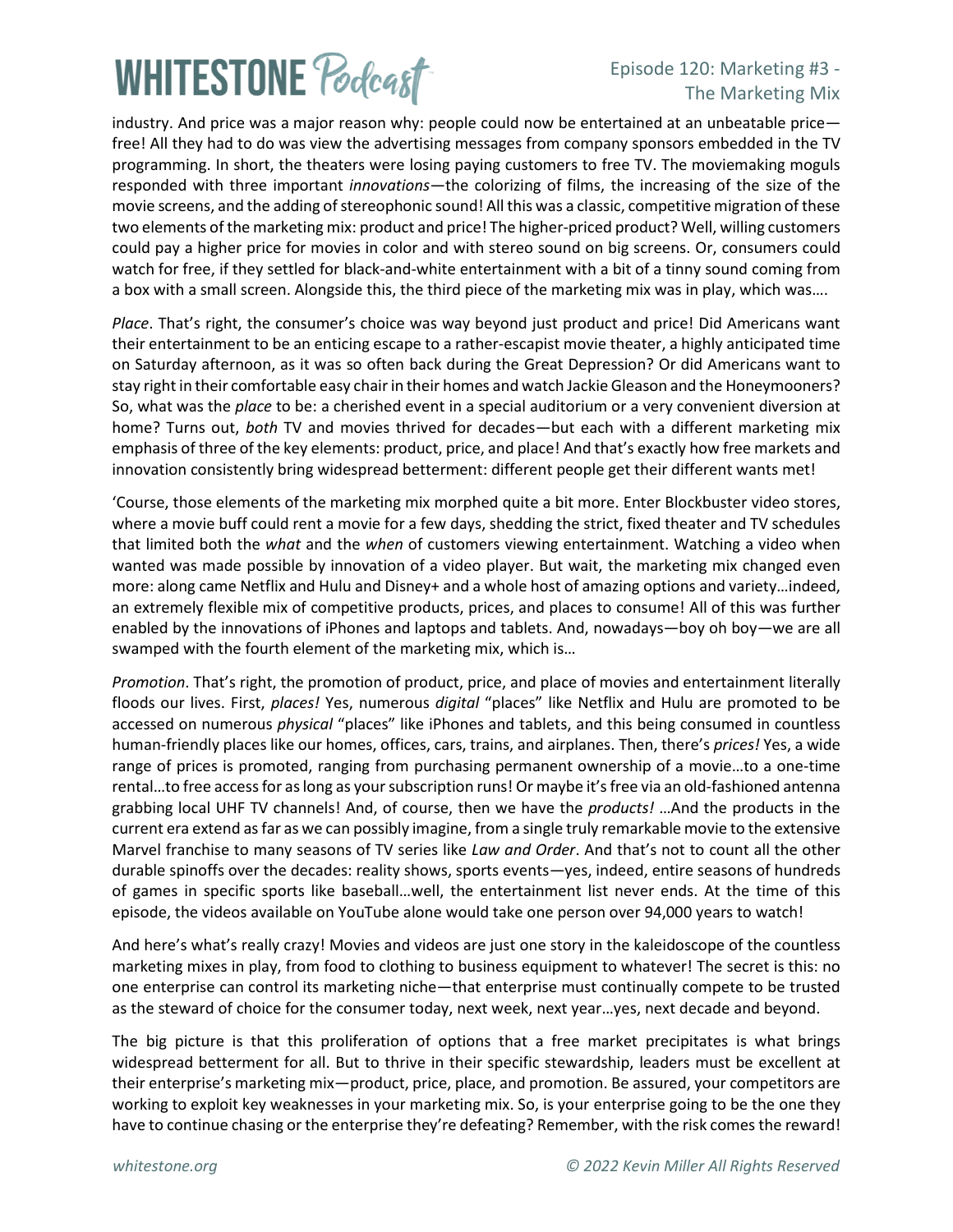industry. And price was a major reason why: people could now be entertained at an unbeatable price—free! All they had to do was view the advertising messages from company sponsors embedded in the TV programming. In short, the theaters were losing paying customers to free TV. The moviemaking moguls responded with three important *innovations*—the colorizing of films, the increasing of the size of the movie screens, and the adding of stereophonic sound! All this was a classic, competitive migration of these two elements of the marketing mix: product and price! The higher-priced product? Well, willing customers could pay a higher price for movies in color and with stereo sound on big screens. Or, consumers could watch for free, if they settled for black-and-white entertainment with a bit of a tinny sound coming from a box with a small screen. Alongside this, the third piece of the marketing mix was in play, which was….

*Place*. That's right, the consumer's choice was way beyond just product and price! Did Americans want their entertainment to be an enticing escape to a rather-escapist movie theater, a highly anticipated time on Saturday afternoon, as it was so often back during the Great Depression? Or did Americans want to stay right in their comfortable easy chair in their homes and watch Jackie Gleason and the Honeymooners? So, what was the *place* to be: a cherished event in a special auditorium or a very convenient diversion at home? Turns out, *both* TV and movies thrived for decades—but each with a different marketing mix emphasis of three of the key elements: product, price, and place! And that's exactly how free markets and innovation consistently bring widespread betterment: different people get their different wants met!

'Course, those elements of the marketing mix morphed quite a bit more. Enter Blockbuster video stores, where a movie buff could rent a movie for a few days, shedding the strict, fixed theater and TV schedules that limited both the *what* and the *when* of customers viewing entertainment. Watching a video when wanted was made possible by innovation of a video player. But wait, the marketing mix changed even more: along came Netflix and Hulu and Disney+ and a whole host of amazing options and variety…indeed, an extremely flexible mix of competitive products, prices, and places to consume! All of this was further enabled by the innovations of iPhones and laptops and tablets. And, nowadays—boy oh boy—we are all swamped with the fourth element of the marketing mix, which is…

*Promotion*. That's right, the promotion of product, price, and place of movies and entertainment literally floods our lives. First, *places!* Yes, numerous *digital* "places" like Netflix and Hulu are promoted to be accessed on numerous *physical* "places" like iPhones and tablets, and this being consumed in countless human-friendly places like our homes, offices, cars, trains, and airplanes. Then, there's *prices!* Yes, a wide range of prices is promoted, ranging from purchasing permanent ownership of a movie…to a one-time rental…to free access for as long as your subscription runs! Or maybe it's free via an old-fashioned antenna grabbing local UHF TV channels! And, of course, then we have the *products!* …And the products in the current era extend as far as we can possibly imagine, from a single truly remarkable movie to the extensive Marvel franchise to many seasons of TV series like *Law and Order*. And that's not to count all the other durable spinoffs over the decades: reality shows, sports events—yes, indeed, entire seasons of hundreds of games in specific sports like baseball…well, the entertainment list never ends. At the time of this episode, the videos available on YouTube alone would take one person over 94,000 years to watch!

And here's what's really crazy! Movies and videos are just one story in the kaleidoscope of the countless marketing mixes in play, from food to clothing to business equipment to whatever! The secret is this: no one enterprise can control its marketing niche—that enterprise must continually compete to be trusted as the steward of choice for the consumer today, next week, next year…yes, next decade and beyond.

The big picture is that this proliferation of options that a free market precipitates is what brings widespread betterment for all. But to thrive in their specific stewardship, leaders must be excellent at their enterprise's marketing mix—product, price, place, and promotion. Be assured, your competitors are working to exploit key weaknesses in your marketing mix. So, is your enterprise going to be the one they have to continue chasing or the enterprise they're defeating? Remember, with the risk comes the reward!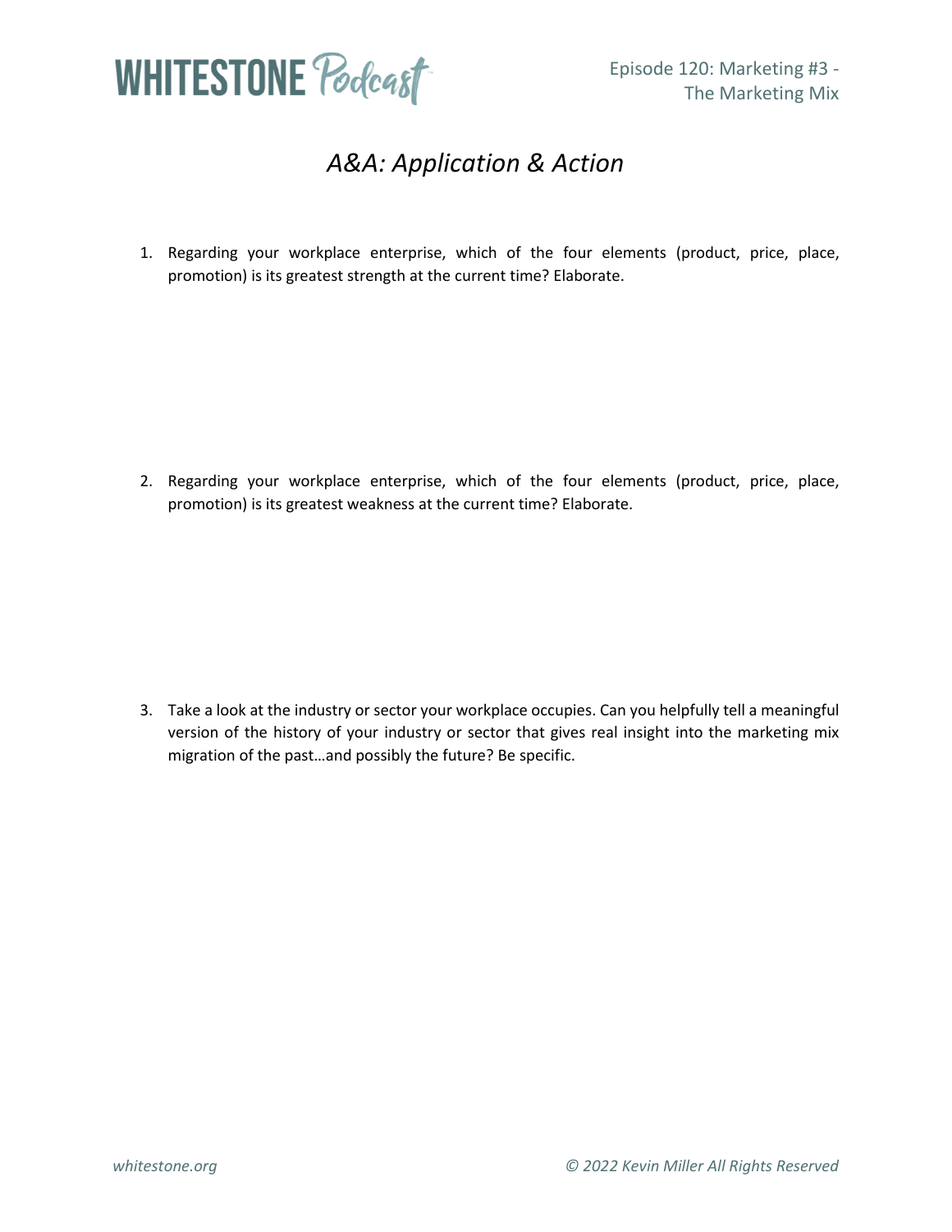# A&A: Application & Action

1. Regarding your workplace enterprise, which of the four elements (product, price, place, promotion) is its greatest strength at the current time? Elaborate.

2. Regarding your workplace enterprise, which of the four elements (product, price, place, promotion) is its greatest weakness at the current time? Elaborate.

3. Take a look at the industry or sector your workplace occupies. Can you helpfully tell a meaningful version of the history of your industry or sector that gives real insight into the marketing mix migration of the past…and possibly the future? Be specific.